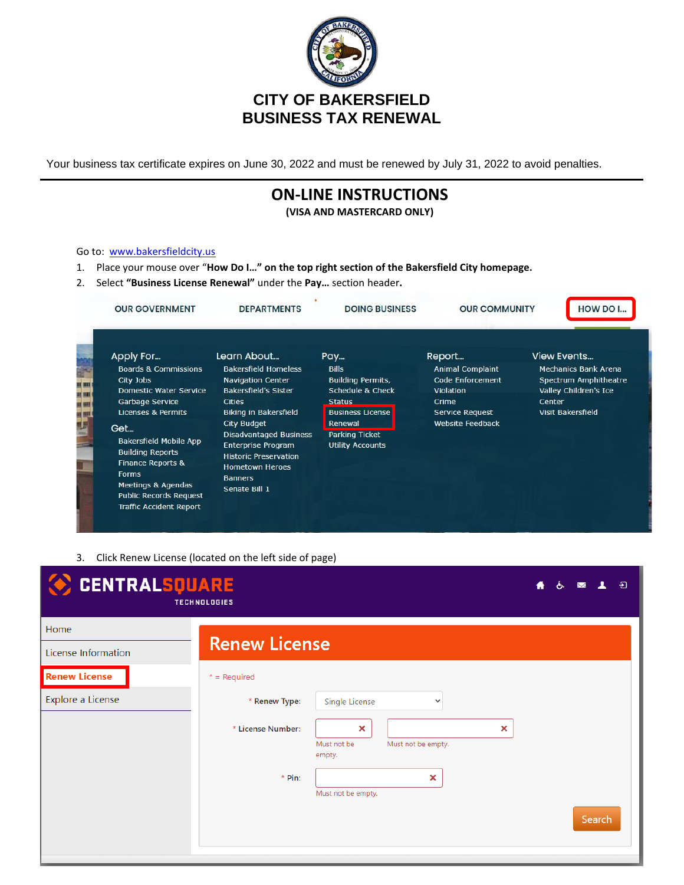# CITY OF BAKERSFIELD
# BUSINESS TAX RENEWAL

Your business tax certificate expires on June 30, 2022 and must be renewed by July 31, 2022 to avoid penalties.

---

## ON-LINE INSTRUCTIONS

**(VISA AND MASTERCARD ONLY)**

Go to: [www.bakersfieldcity.us](http://www.bakersfieldcity.us)

1. Place your mouse over "**How Do I…**" **on the top right section of the Bakersfield City homepage.**
2. Select **"Business License Renewal"** under the **Pay…** section header**.**

OUR GOVERNMENT | DEPARTMENTS | DOING BUSINESS | OUR COMMUNITY | HOW DO I...

| Apply For... | Learn About... | Pay... | Report... | View Events... |
|---|---|---|---|---|
| Boards & Commissions | Bakersfield Homeless Navigation Center | Bills | Animal Complaint | Mechanics Bank Arena |
| City Jobs | Bakersfield's Sister Cities | Building Permits, Schedule & Check Status | Code Enforcement Violation | Spectrum Amphitheatre |
| Domestic Water Service | Biking in Bakersfield | Business License Renewal | Crime | Valley Children's Ice Center |
| Garbage Service | City Budget | Parking Ticket | Service Request | Visit Bakersfield |
| Licenses & Permits | Disadvantaged Business Enterprise Program | Utility Accounts | Website Feedback | |
| **Get...** | Historic Preservation | | | |
| Bakersfield Mobile App | Hometown Heroes Banners | | | |
| Building Reports | Senate Bill 1 | | | |
| Finance Reports & Forms | | | | |
| Meetings & Agendas | | | | |
| Public Records Request | | | | |
| Traffic Accident Report | | | | |

3. Click Renew License (located on the left side of page)

CENTRALSQUARE TECHNOLOGIES

- Home
- License Information
- Renew License
- Explore a License

**Renew License**

\* = Required

\* Renew Type: Single License

\* License Number: Must not be empty. Must not be empty.

\* Pin: Must not be empty.

Search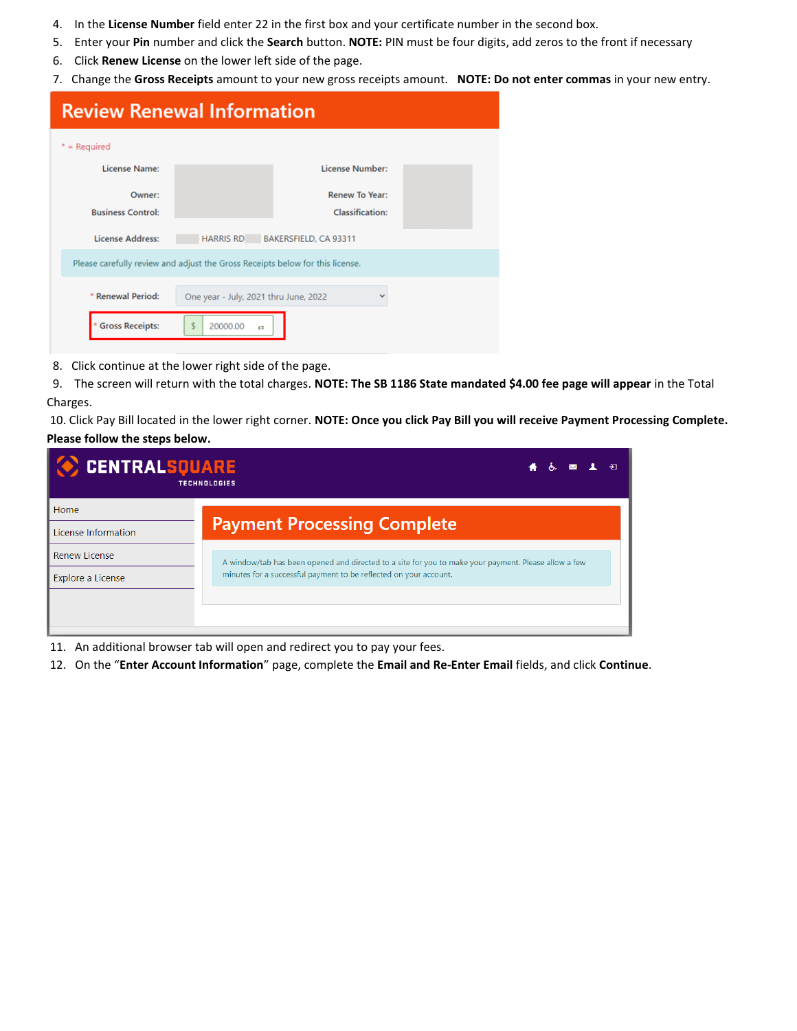4. In the **License Number** field enter 22 in the first box and your certificate number in the second box.
5. Enter your **Pin** number and click the **Search** button. **NOTE:** PIN must be four digits, add zeros to the front if necessary
6. Click **Renew License** on the lower left side of the page.
7. Change the **Gross Receipts** amount to your new gross receipts amount. **NOTE: Do not enter commas** in your new entry.

## Review Renewal Information

* = Required

License Name: | License Number:

Owner: | Renew To Year:

Business Control: | Classification:

License Address: HARRIS RD BAKERSFIELD, CA 93311

Please carefully review and adjust the Gross Receipts below for this license.

* Renewal Period: One year - July, 2021 thru June, 2022

* Gross Receipts: $ 20000.00

8. Click continue at the lower right side of the page.
9. The screen will return with the total charges. **NOTE: The SB 1186 State mandated $4.00 fee page will appear** in the Total Charges.
10. Click Pay Bill located in the lower right corner. **NOTE: Once you click Pay Bill you will receive Payment Processing Complete. Please follow the steps below.**

CENTRALSQUARE TECHNOLOGIES

- Home
- License Information
- Renew License
- Explore a License

## Payment Processing Complete

A window/tab has been opened and directed to a site for you to make your payment. Please allow a few minutes for a successful payment to be reflected on your account.

11. An additional browser tab will open and redirect you to pay your fees.
12. On the "**Enter Account Information**" page, complete the **Email and Re-Enter Email** fields, and click **Continue**.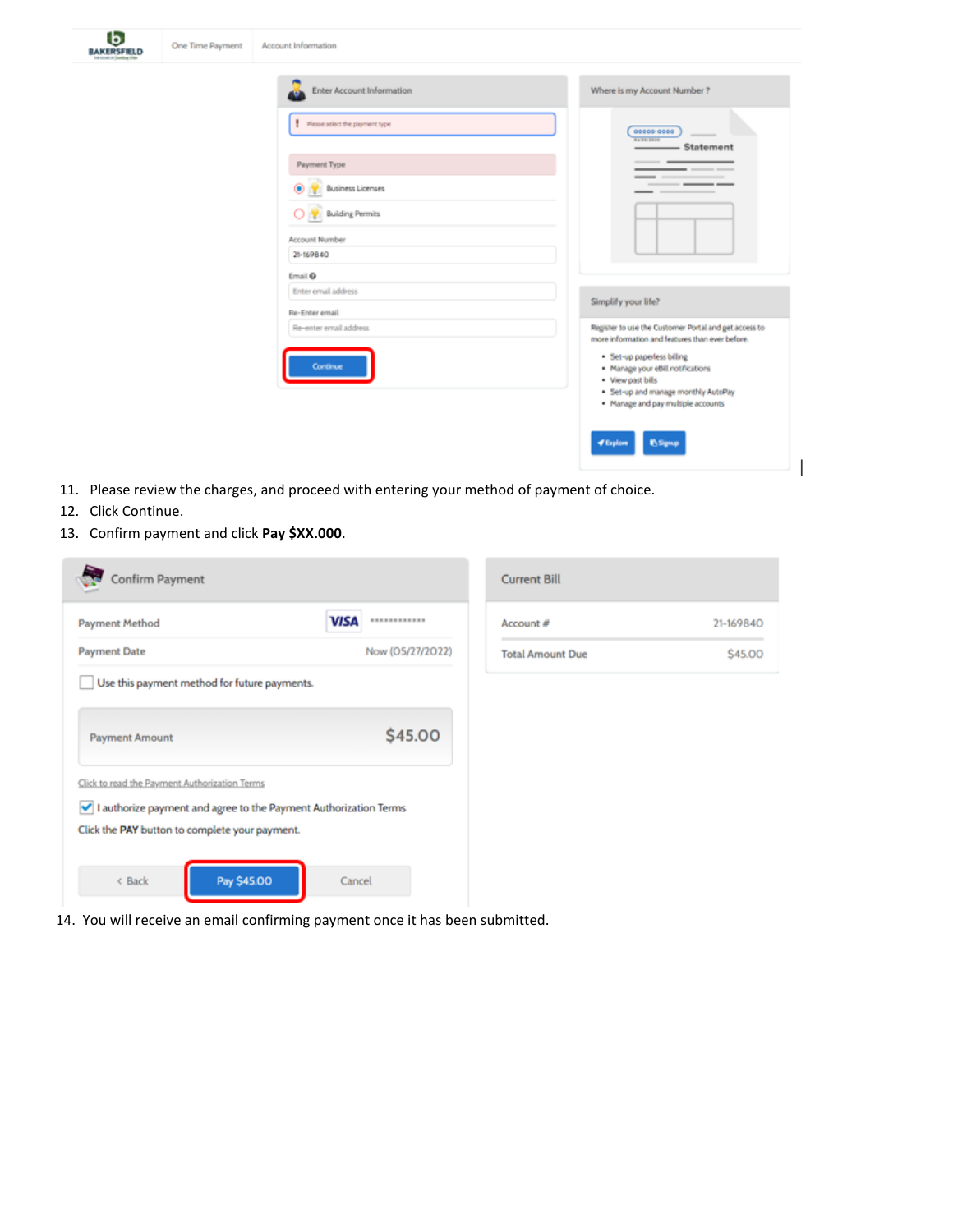11. Please review the charges, and proceed with entering your method of payment of choice.
12. Click Continue.
13. Confirm payment and click **Pay $XX.000**.

14. You will receive an email confirming payment once it has been submitted.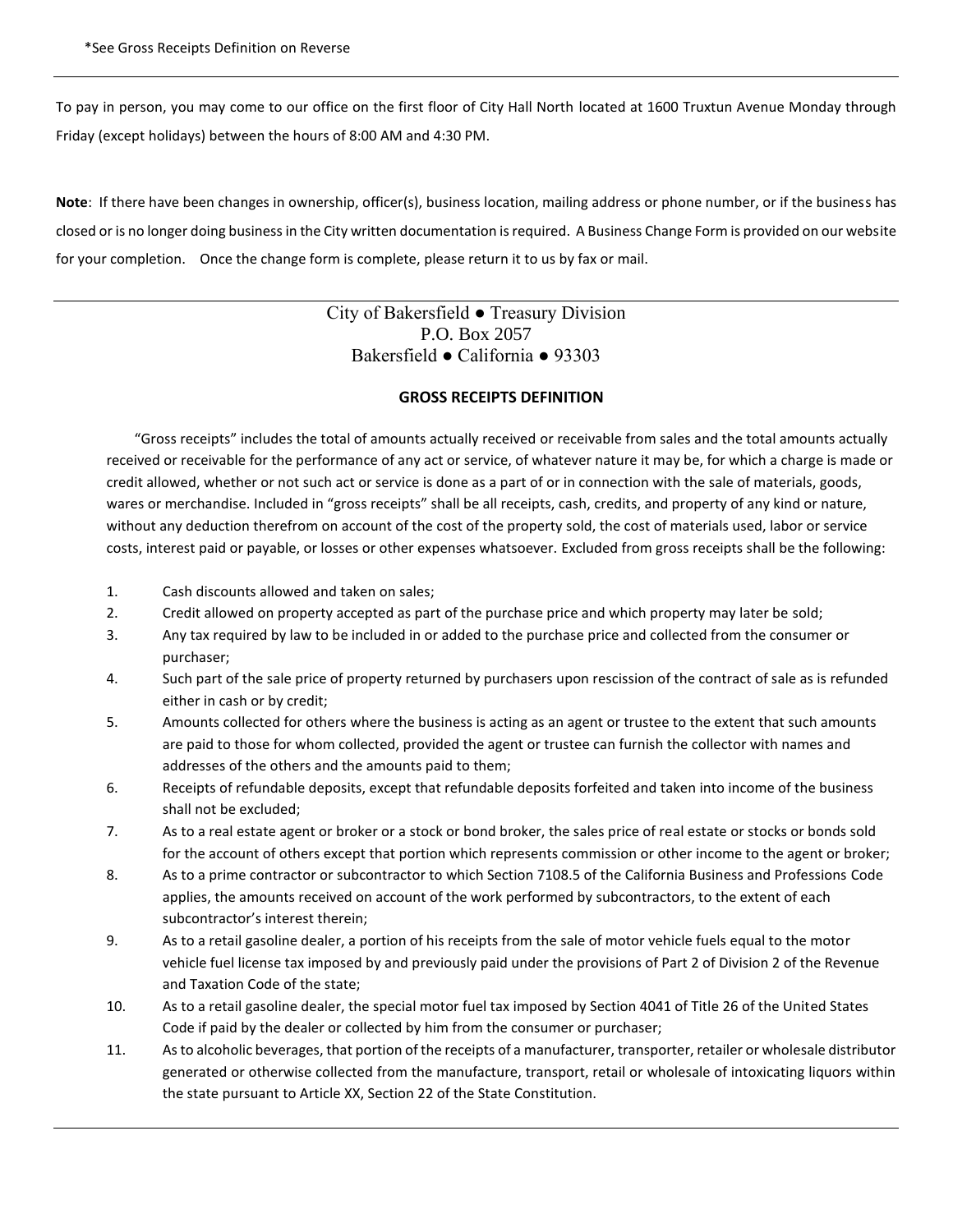*See Gross Receipts Definition on Reverse

---

To pay in person, you may come to our office on the first floor of City Hall North located at 1600 Truxtun Avenue Monday through Friday (except holidays) between the hours of 8:00 AM and 4:30 PM.

**Note**: If there have been changes in ownership, officer(s), business location, mailing address or phone number, or if the business has closed or is no longer doing business in the City written documentation is required. A Business Change Form is provided on our website for your completion. Once the change form is complete, please return it to us by fax or mail.

---

City of Bakersfield ● Treasury Division
P.O. Box 2057
Bakersfield ● California ● 93303

## GROSS RECEIPTS DEFINITION

"Gross receipts" includes the total of amounts actually received or receivable from sales and the total amounts actually received or receivable for the performance of any act or service, of whatever nature it may be, for which a charge is made or credit allowed, whether or not such act or service is done as a part of or in connection with the sale of materials, goods, wares or merchandise. Included in "gross receipts" shall be all receipts, cash, credits, and property of any kind or nature, without any deduction therefrom on account of the cost of the property sold, the cost of materials used, labor or service costs, interest paid or payable, or losses or other expenses whatsoever. Excluded from gross receipts shall be the following:

1. Cash discounts allowed and taken on sales;
2. Credit allowed on property accepted as part of the purchase price and which property may later be sold;
3. Any tax required by law to be included in or added to the purchase price and collected from the consumer or purchaser;
4. Such part of the sale price of property returned by purchasers upon rescission of the contract of sale as is refunded either in cash or by credit;
5. Amounts collected for others where the business is acting as an agent or trustee to the extent that such amounts are paid to those for whom collected, provided the agent or trustee can furnish the collector with names and addresses of the others and the amounts paid to them;
6. Receipts of refundable deposits, except that refundable deposits forfeited and taken into income of the business shall not be excluded;
7. As to a real estate agent or broker or a stock or bond broker, the sales price of real estate or stocks or bonds sold for the account of others except that portion which represents commission or other income to the agent or broker;
8. As to a prime contractor or subcontractor to which Section 7108.5 of the California Business and Professions Code applies, the amounts received on account of the work performed by subcontractors, to the extent of each subcontractor's interest therein;
9. As to a retail gasoline dealer, a portion of his receipts from the sale of motor vehicle fuels equal to the motor vehicle fuel license tax imposed by and previously paid under the provisions of Part 2 of Division 2 of the Revenue and Taxation Code of the state;
10. As to a retail gasoline dealer, the special motor fuel tax imposed by Section 4041 of Title 26 of the United States Code if paid by the dealer or collected by him from the consumer or purchaser;
11. As to alcoholic beverages, that portion of the receipts of a manufacturer, transporter, retailer or wholesale distributor generated or otherwise collected from the manufacture, transport, retail or wholesale of intoxicating liquors within the state pursuant to Article XX, Section 22 of the State Constitution.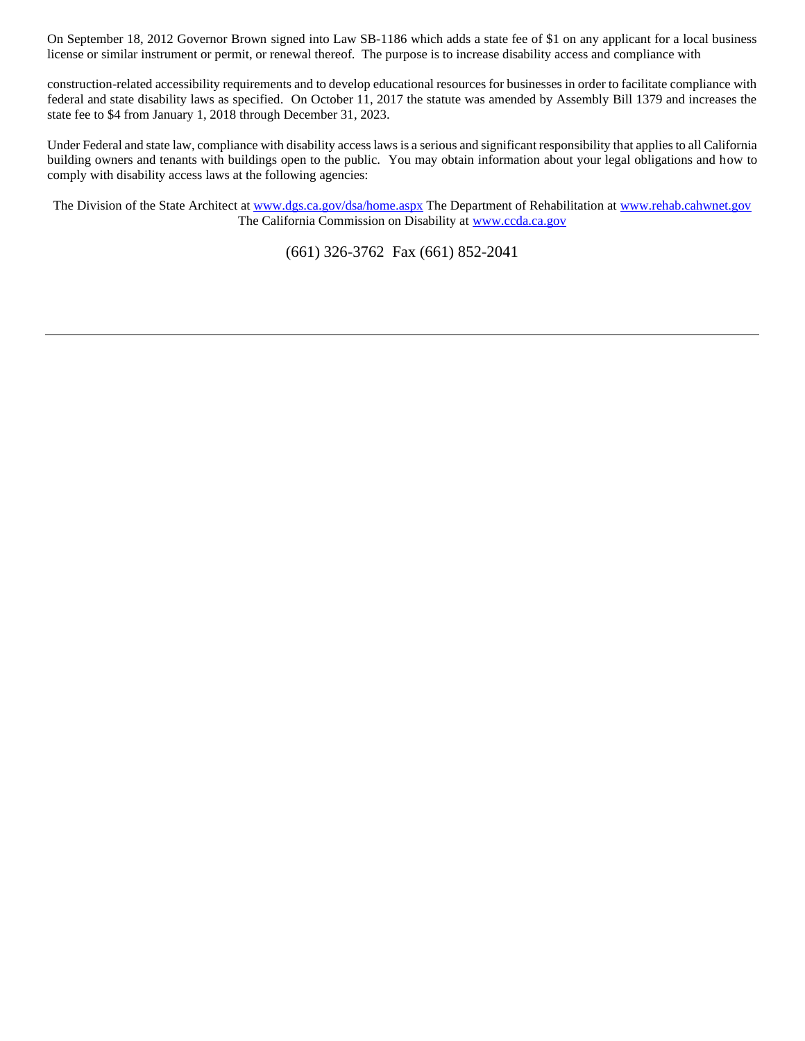On September 18, 2012 Governor Brown signed into Law SB-1186 which adds a state fee of $1 on any applicant for a local business license or similar instrument or permit, or renewal thereof. The purpose is to increase disability access and compliance with construction-related accessibility requirements and to develop educational resources for businesses in order to facilitate compliance with federal and state disability laws as specified. On October 11, 2017 the statute was amended by Assembly Bill 1379 and increases the state fee to $4 from January 1, 2018 through December 31, 2023.

Under Federal and state law, compliance with disability access laws is a serious and significant responsibility that applies to all California building owners and tenants with buildings open to the public. You may obtain information about your legal obligations and how to comply with disability access laws at the following agencies:

The Division of the State Architect at [www.dgs.ca.gov/dsa/home.aspx](http://www.dgs.ca.gov/dsa/home.aspx) The Department of Rehabilitation at [www.rehab.cahwnet.gov](http://www.rehab.cahwnet.gov)
The California Commission on Disability at [www.ccda.ca.gov](http://www.ccda.ca.gov)

(661) 326-3762 Fax (661) 852-2041

---